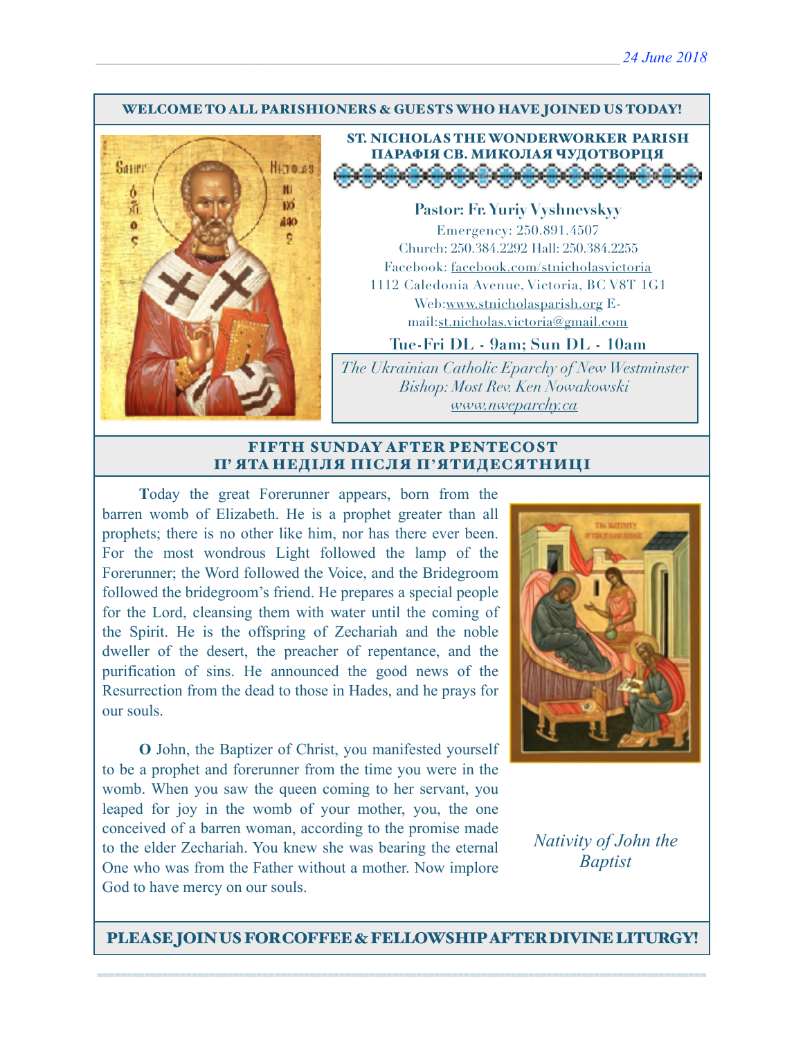24 June 2018

**WELCOME TO ALL PARISHIONERS & GUESTS WHO HAVE JOINED US TODAY!**

## ST. NICHOLAS THE WONDERWORKER PARISH
## ПАРАФІЯ СВ. МИКОЛАЯ ЧУДОТВОРЦЯ

**Pastor: Fr. Yuriy Vyshnevskyy**

Emergency: 250.891.4507
Church: 250.384.2292 Hall: 250.384.2255
Facebook: facebook.com/stnicholasvictoria
1112 Caledonia Avenue, Victoria, BC V8T 1G1
Web:www.stnicholasparish.org E-mail:st.nicholas.victoria@gmail.com

**Tue-Fri DL - 9am; Sun DL - 10am**

*The Ukrainian Catholic Eparchy of New Westminster*
*Bishop: Most Rev. Ken Nowakowski*
*www.nweparchy.ca*

## FIFTH SUNDAY AFTER PENTECOST
## П' ЯТА НЕДІЛЯ ПІСЛЯ П'ЯТИДЕСЯТНИЦІ

**T**oday the great Forerunner appears, born from the barren womb of Elizabeth. He is a prophet greater than all prophets; there is no other like him, nor has there ever been. For the most wondrous Light followed the lamp of the Forerunner; the Word followed the Voice, and the Bridegroom followed the bridegroom's friend. He prepares a special people for the Lord, cleansing them with water until the coming of the Spirit. He is the offspring of Zechariah and the noble dweller of the desert, the preacher of repentance, and the purification of sins. He announced the good news of the Resurrection from the dead to those in Hades, and he prays for our souls.

**O** John, the Baptizer of Christ, you manifested yourself to be a prophet and forerunner from the time you were in the womb. When you saw the queen coming to her servant, you leaped for joy in the womb of your mother, you, the one conceived of a barren woman, according to the promise made to the elder Zechariah. You knew she was bearing the eternal One who was from the Father without a mother. Now implore God to have mercy on our souls.

*Nativity of John the Baptist*

**PLEASE JOIN US FOR COFFEE & FELLOWSHIP AFTER DIVINE LITURGY!**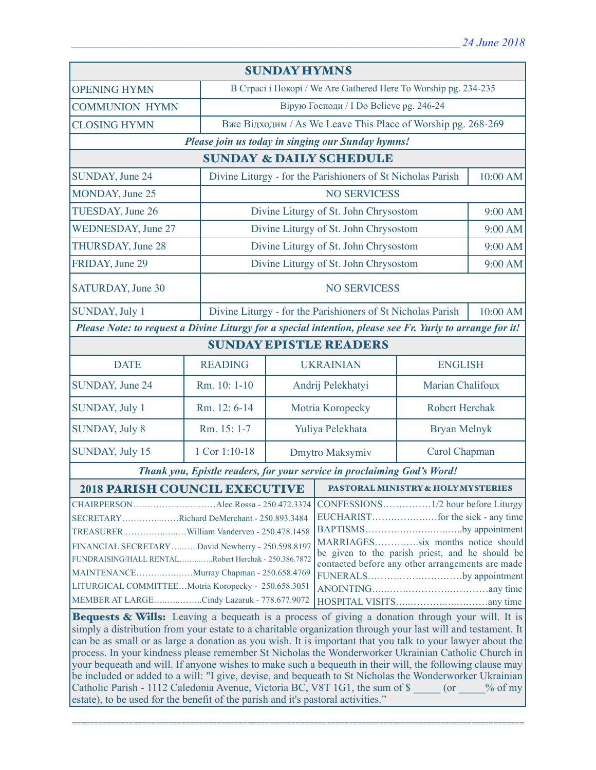## SUNDAY HYMNS

| | |
|---|---|
| OPENING HYMN | В Страсі і Покорі / We Are Gathered Here To Worship pg. 234-235 |
| COMMUNION HYMN | Вірую Господи / I Do Believe pg. 246-24 |
| CLOSING HYMN | Вже Відходим / As We Leave This Place of Worship pg. 268-269 |

*Please join us today in singing our Sunday hymns!*

## SUNDAY & DAILY SCHEDULE

| | | |
|---|---|---|
| SUNDAY, June 24 | Divine Liturgy - for the Parishioners of St Nicholas Parish | 10:00 AM |
| MONDAY, June 25 | NO SERVICESS | |
| TUESDAY, June 26 | Divine Liturgy of St. John Chrysostom | 9:00 AM |
| WEDNESDAY, June 27 | Divine Liturgy of St. John Chrysostom | 9:00 AM |
| THURSDAY, June 28 | Divine Liturgy of St. John Chrysostom | 9:00 AM |
| FRIDAY, June 29 | Divine Liturgy of St. John Chrysostom | 9:00 AM |
| SATURDAY, June 30 | NO SERVICESS | |
| SUNDAY, July 1 | Divine Liturgy - for the Parishioners of St Nicholas Parish | 10:00 AM |

*Please Note: to request a Divine Liturgy for a special intention, please see Fr. Yuriy to arrange for it!*

## SUNDAY EPISTLE READERS

| DATE | READING | UKRAINIAN | ENGLISH |
|---|---|---|---|
| SUNDAY, June 24 | Rm. 10: 1-10 | Andrij Pelekhatyi | Marian Chalifoux |
| SUNDAY, July 1 | Rm. 12: 6-14 | Motria Koropecky | Robert Herchak |
| SUNDAY, July 8 | Rm. 15: 1-7 | Yuliya Pelekhata | Bryan Melnyk |
| SUNDAY, July 15 | 1 Cor 1:10-18 | Dmytro Maksymiv | Carol Chapman |

*Thank you, Epistle readers, for your service in proclaiming God's Word!*

## 2018 PARISH COUNCIL EXECUTIVE

CHAIRPERSON……………………….Alec Rossa - 250.472.3374
SECRETARY……………Richard DeMerchant - 250.893.3484
TREASURER………………William Vanderven - 250.478.1458
FINANCIAL SECRETARY……..David Newberry - 250.598.8197
FUNDRAISING/HALL RENTAL…………Robert Herchak - 250.386.7872
MAINTENANCE………………Murray Chapman - 250.658.4769
LITURGICAL COMMITTEE…Motria Koropecky - 250.658.3051
MEMBER AT LARGE……………Cindy Lazaruk - 778.677.9072

## PASTORAL MINISTRY & HOLY MYSTERIES

CONFESSIONS……………1/2 hour before Liturgy
EUCHARIST…………………for the sick - any time
BAPTISMS…………………………..by appointment
MARRIAGES…………six months notice should be given to the parish priest, and he should be contacted before any other arrangements are made
FUNERALS……………………….by appointment
ANOINTING……………………………any time
HOSPITAL VISITS…………………………any time

**Bequests & Wills:** Leaving a bequeath is a process of giving a donation through your will. It is simply a distribution from your estate to a charitable organization through your last will and testament. It can be as small or as large a donation as you wish. It is important that you talk to your lawyer about the process. In your kindness please remember St Nicholas the Wonderworker Ukrainian Catholic Church in your bequeath and will. If anyone wishes to make such a bequeath in their will, the following clause may be included or added to a will: "I give, devise, and bequeath to St Nicholas the Wonderworker Ukrainian Catholic Parish - 1112 Caledonia Avenue, Victoria BC, V8T 1G1, the sum of $ _____ (or _____% of my estate), to be used for the benefit of the parish and it's pastoral activities."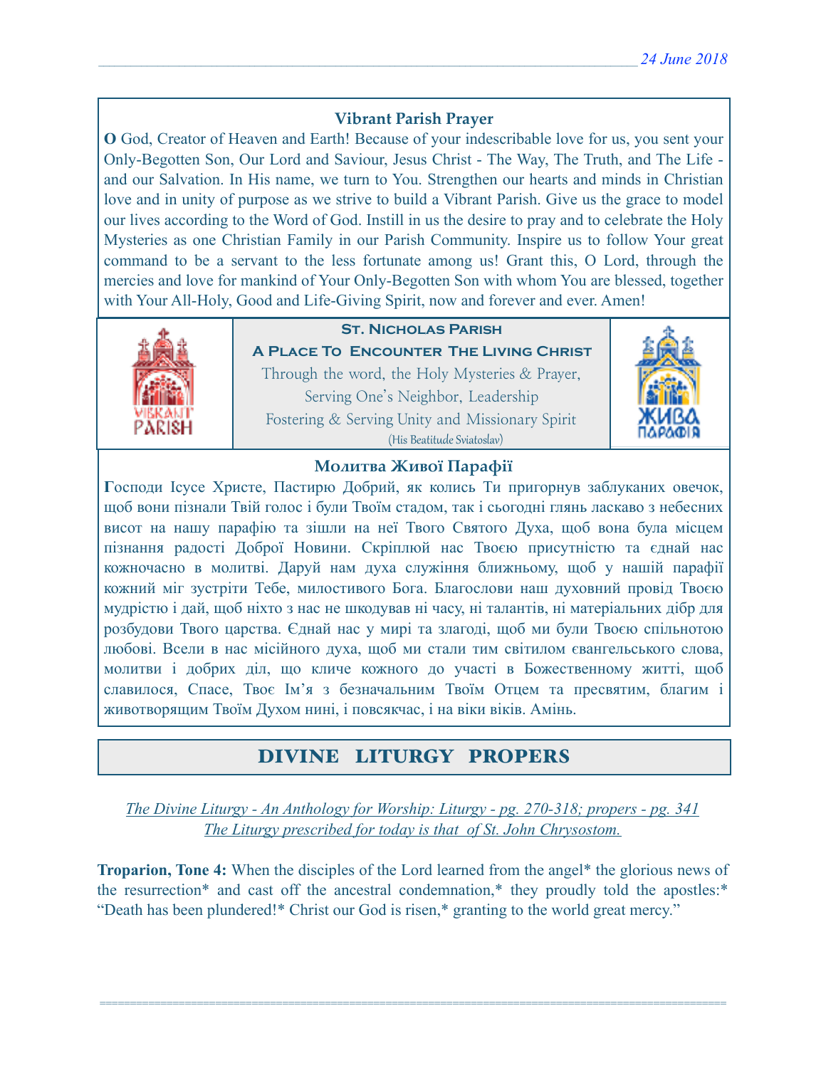### Vibrant Parish Prayer

**O** God, Creator of Heaven and Earth! Because of your indescribable love for us, you sent your Only-Begotten Son, Our Lord and Saviour, Jesus Christ - The Way, The Truth, and The Life - and our Salvation. In His name, we turn to You. Strengthen our hearts and minds in Christian love and in unity of purpose as we strive to build a Vibrant Parish. Give us the grace to model our lives according to the Word of God. Instill in us the desire to pray and to celebrate the Holy Mysteries as one Christian Family in our Parish Community. Inspire us to follow Your great command to be a servant to the less fortunate among us! Grant this, O Lord, through the mercies and love for mankind of Your Only-Begotten Son with whom You are blessed, together with Your All-Holy, Good and Life-Giving Spirit, now and forever and ever. Amen!

**St. Nicholas Parish**

**A Place To Encounter The Living Christ**

Through the word, the Holy Mysteries & Prayer,
Serving One's Neighbor, Leadership
Fostering & Serving Unity and Missionary Spirit
(His Beatitude Sviatoslav)

### Молитва Живої Парафії

**Г**осподи Ісусе Христе, Пастирю Добрий, як колись Ти пригорнув заблуканих овечок, щоб вони пізнали Твій голос і були Твоїм стадом, так і сьогодні глянь ласкаво з небесних висот на нашу парафію та зішли на неї Твого Святого Духа, щоб вона була місцем пізнання радості Доброї Новини. Скріплюй нас Твоєю присутністю та єднай нас кожночасно в молитві. Даруй нам духа служіння ближньому, щоб у нашій парафії кожний міг зустріти Тебе, милостивого Бога. Благослови наш духовний провід Твоєю мудрістю і дай, щоб ніхто з нас не шкодував ні часу, ні талантів, ні матеріальних дібр для розбудови Твого царства. Єднай нас у мирі та злагоді, щоб ми були Твоєю спільнотою любові. Всели в нас місійного духа, щоб ми стали тим світилом євангельського слова, молитви і добрих діл, що кличе кожного до участі в Божественному житті, щоб славилося, Спасе, Твоє Ім'я з безначальним Твоїм Отцем та пресвятим, благим і животворящим Твоїм Духом нині, і повсякчас, і на віки віків. Амінь.

## DIVINE LITURGY PROPERS

*The Divine Liturgy - An Anthology for Worship: Liturgy - pg. 270-318; propers - pg. 341*
*The Liturgy prescribed for today is that of St. John Chrysostom.*

**Troparion, Tone 4:** When the disciples of the Lord learned from the angel* the glorious news of the resurrection* and cast off the ancestral condemnation,* they proudly told the apostles:* "Death has been plundered!* Christ our God is risen,* granting to the world great mercy."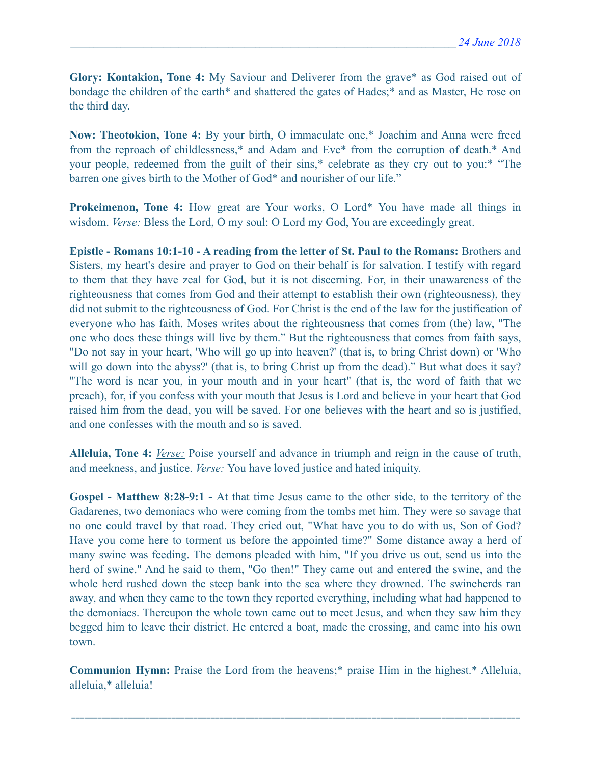**Glory: Kontakion, Tone 4:** My Saviour and Deliverer from the grave* as God raised out of bondage the children of the earth* and shattered the gates of Hades;* and as Master, He rose on the third day.

**Now: Theotokion, Tone 4:** By your birth, O immaculate one,* Joachim and Anna were freed from the reproach of childlessness,* and Adam and Eve* from the corruption of death.* And your people, redeemed from the guilt of their sins,* celebrate as they cry out to you:* "The barren one gives birth to the Mother of God* and nourisher of our life."

**Prokeimenon, Tone 4:** How great are Your works, O Lord* You have made all things in wisdom. *Verse:* Bless the Lord, O my soul: O Lord my God, You are exceedingly great.

**Epistle - Romans 10:1-10 - A reading from the letter of St. Paul to the Romans:** Brothers and Sisters, my heart's desire and prayer to God on their behalf is for salvation. I testify with regard to them that they have zeal for God, but it is not discerning. For, in their unawareness of the righteousness that comes from God and their attempt to establish their own (righteousness), they did not submit to the righteousness of God. For Christ is the end of the law for the justification of everyone who has faith. Moses writes about the righteousness that comes from (the) law, "The one who does these things will live by them." But the righteousness that comes from faith says, "Do not say in your heart, 'Who will go up into heaven?' (that is, to bring Christ down) or 'Who will go down into the abyss?' (that is, to bring Christ up from the dead)." But what does it say? "The word is near you, in your mouth and in your heart" (that is, the word of faith that we preach), for, if you confess with your mouth that Jesus is Lord and believe in your heart that God raised him from the dead, you will be saved. For one believes with the heart and so is justified, and one confesses with the mouth and so is saved.

**Alleluia, Tone 4:** *Verse:* Poise yourself and advance in triumph and reign in the cause of truth, and meekness, and justice. *Verse:* You have loved justice and hated iniquity.

**Gospel - Matthew 8:28-9:1 -** At that time Jesus came to the other side, to the territory of the Gadarenes, two demoniacs who were coming from the tombs met him. They were so savage that no one could travel by that road. They cried out, "What have you to do with us, Son of God? Have you come here to torment us before the appointed time?" Some distance away a herd of many swine was feeding. The demons pleaded with him, "If you drive us out, send us into the herd of swine." And he said to them, "Go then!" They came out and entered the swine, and the whole herd rushed down the steep bank into the sea where they drowned. The swineherds ran away, and when they came to the town they reported everything, including what had happened to the demoniacs. Thereupon the whole town came out to meet Jesus, and when they saw him they begged him to leave their district. He entered a boat, made the crossing, and came into his own town.

**Communion Hymn:** Praise the Lord from the heavens;* praise Him in the highest.* Alleluia, alleluia,* alleluia!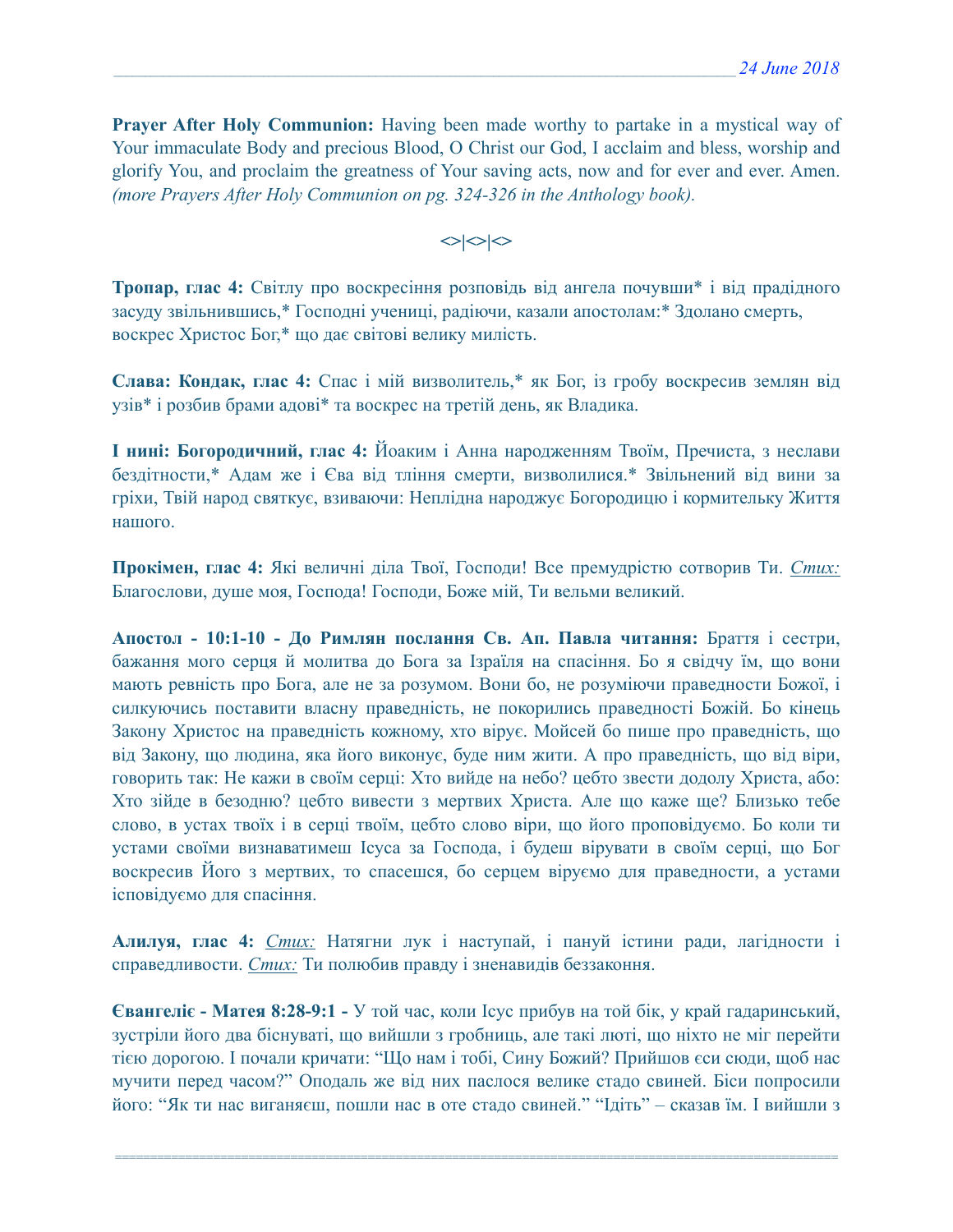**Prayer After Holy Communion:** Having been made worthy to partake in a mystical way of Your immaculate Body and precious Blood, O Christ our God, I acclaim and bless, worship and glorify You, and proclaim the greatness of Your saving acts, now and for ever and ever. Amen. *(more Prayers After Holy Communion on pg. 324-326 in the Anthology book).*

<>|<>|<>

**Тропар, глас 4:** Світлу про воскресіння розповідь від ангела почувши* і від прадідного засуду звільнившись,* Господні учениці, радіючи, казали апостолам:* Здолано смерть, воскрес Христос Бог,* що дає світові велику милість.

**Слава: Кондак, глас 4:** Спас і мій визволитель,* як Бог, із гробу воскресив землян від узів* і розбив брами адові* та воскрес на третій день, як Владика.

**І нині: Богородичний, глас 4:** Йоаким і Анна народженням Твоїм, Пречиста, з неслави бездітности,* Адам же і Єва від тління смерти, визволилися.* Звільнений від вини за гріхи, Твій народ святкує, взиваючи: Неплідна народжує Богородицю і кормительку Життя нашого.

**Прокімен, глас 4:** Які величні діла Твої, Господи! Все премудрістю сотворив Ти. *Стих:* Благослови, душе моя, Господа! Господи, Боже мій, Ти вельми великий.

**Апостол - 10:1-10 - До Римлян послання Св. Ап. Павла читання:** Браття і сестри, бажання мого серця й молитва до Бога за Ізраїля на спасіння. Бо я свідчу їм, що вони мають ревність про Бога, але не за розумом. Вони бо, не розуміючи праведности Божої, і силкуючись поставити власну праведність, не покорились праведності Божій. Бо кінець Закону Христос на праведність кожному, хто вірує. Мойсей бо пише про праведність, що від Закону, що людина, яка його виконує, буде ним жити. А про праведність, що від віри, говорить так: Не кажи в своїм серці: Хто вийде на небо? цебто звести додолу Христа, або: Хто зійде в безодню? цебто вивести з мертвих Христа. Але що каже ще? Близько тебе слово, в устах твоїх і в серці твоїм, цебто слово віри, що його проповідуємо. Бо коли ти устами своїми визнаватимеш Ісуса за Господа, і будеш вірувати в своїм серці, що Бог воскресив Його з мертвих, то спасешся, бо серцем віруємо для праведности, а устами ісповідуємо для спасіння.

**Алилуя, глас 4:** *Стих:* Натягни лук і наступай, і пануй істини ради, лагідности і справедливости. *Стих:* Ти полюбив правду і зненавидів беззаконня.

**Євангеліє - Матея 8:28-9:1 -** У той час, коли Ісус прибув на той бік, у край гадаринський, зустріли його два біснуваті, що вийшли з гробниць, але такі люті, що ніхто не міг перейти тією дорогою. І почали кричати: "Що нам і тобі, Сину Божий? Прийшов єси сюди, щоб нас мучити перед часом?" Оподаль же від них паслося велике стадо свиней. Біси попросили його: "Як ти нас виганяєш, пошли нас в оте стадо свиней." "Ідіть" – сказав їм. І вийшли з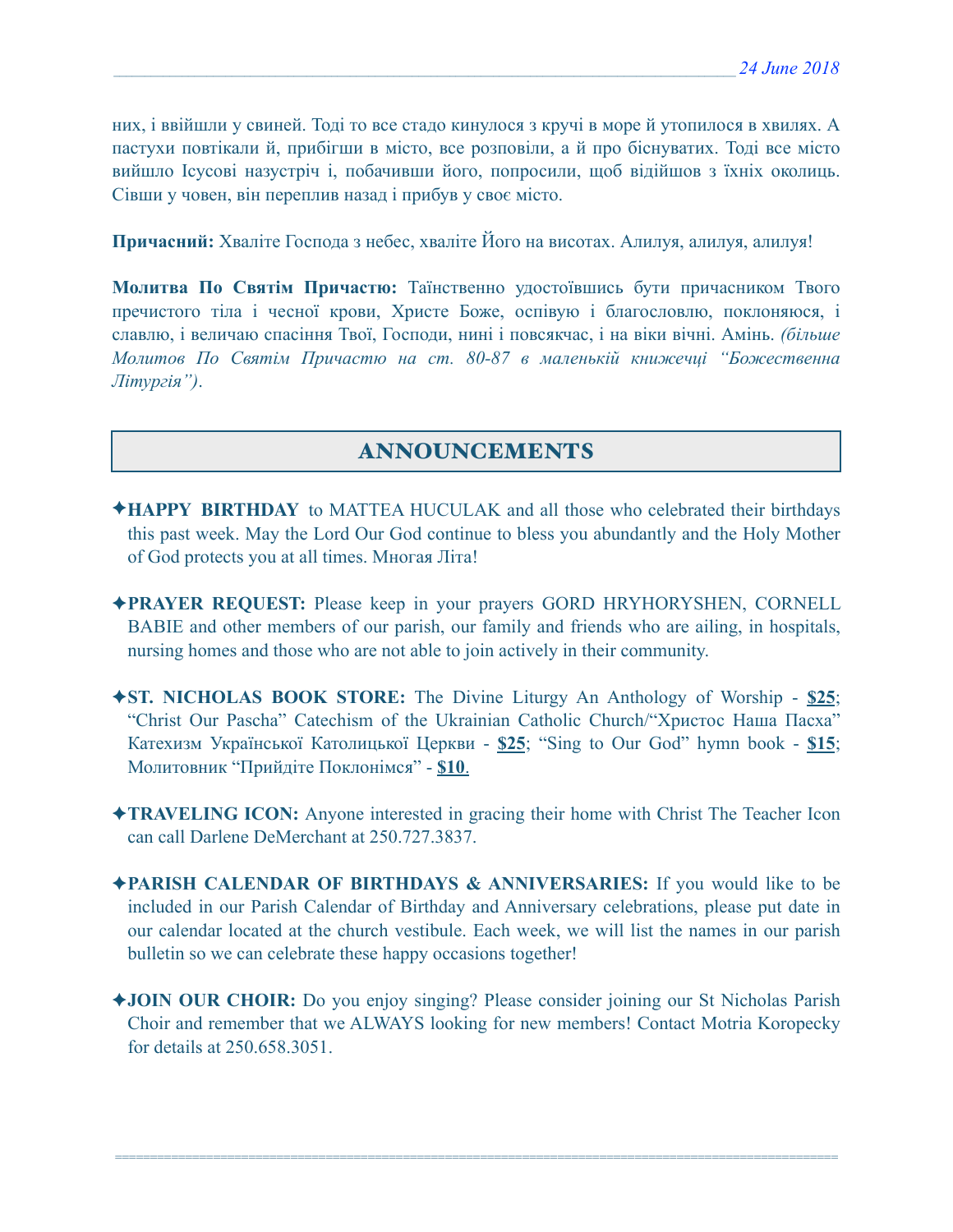них, і ввійшли у свиней. Тоді то все стадо кинулося з кручі в море й утопилося в хвилях. А пастухи повтікали й, прибігши в місто, все розповіли, а й про біснуватих. Тоді все місто вийшло Ісусові назустріч і, побачивши його, попросили, щоб відійшов з їхніх околиць. Сівши у човен, він переплив назад і прибув у своє місто.

**Причасний:** Хваліте Господа з небес, хваліте Його на висотах. Алилуя, алилуя, алилуя!

**Молитва По Святім Причастю:** Таїнственно удостоївшись бути причасником Твого пречистого тіла і чесної крови, Христе Боже, оспівую і благословлю, поклоняюся, і славлю, і величаю спасіння Твої, Господи, нині і повсякчас, і на віки вічні. Амінь. *(більше Молитов По Святім Причастю на ст. 80-87 в маленькій книжечці "Божественна Літургія")*.

## ANNOUNCEMENTS

✦**HAPPY BIRTHDAY** to MATTEA HUCULAK and all those who celebrated their birthdays this past week. May the Lord Our God continue to bless you abundantly and the Holy Mother of God protects you at all times. Многая Літа!

✦**PRAYER REQUEST:** Please keep in your prayers GORD HRYHORYSHEN, CORNELL BABIE and other members of our parish, our family and friends who are ailing, in hospitals, nursing homes and those who are not able to join actively in their community.

✦**ST. NICHOLAS BOOK STORE:** The Divine Liturgy An Anthology of Worship - **$25**; "Christ Our Pascha" Catechism of the Ukrainian Catholic Church/"Христос Наша Пасха" Катехизм Української Католицької Церкви - **$25**; "Sing to Our God" hymn book - **$15**; Молитовник "Прийдіте Поклонімся" - **$10**.

✦**TRAVELING ICON:** Anyone interested in gracing their home with Christ The Teacher Icon can call Darlene DeMerchant at 250.727.3837.

✦**PARISH CALENDAR OF BIRTHDAYS & ANNIVERSARIES:** If you would like to be included in our Parish Calendar of Birthday and Anniversary celebrations, please put date in our calendar located at the church vestibule. Each week, we will list the names in our parish bulletin so we can celebrate these happy occasions together!

✦**JOIN OUR CHOIR:** Do you enjoy singing? Please consider joining our St Nicholas Parish Choir and remember that we ALWAYS looking for new members! Contact Motria Koropecky for details at 250.658.3051.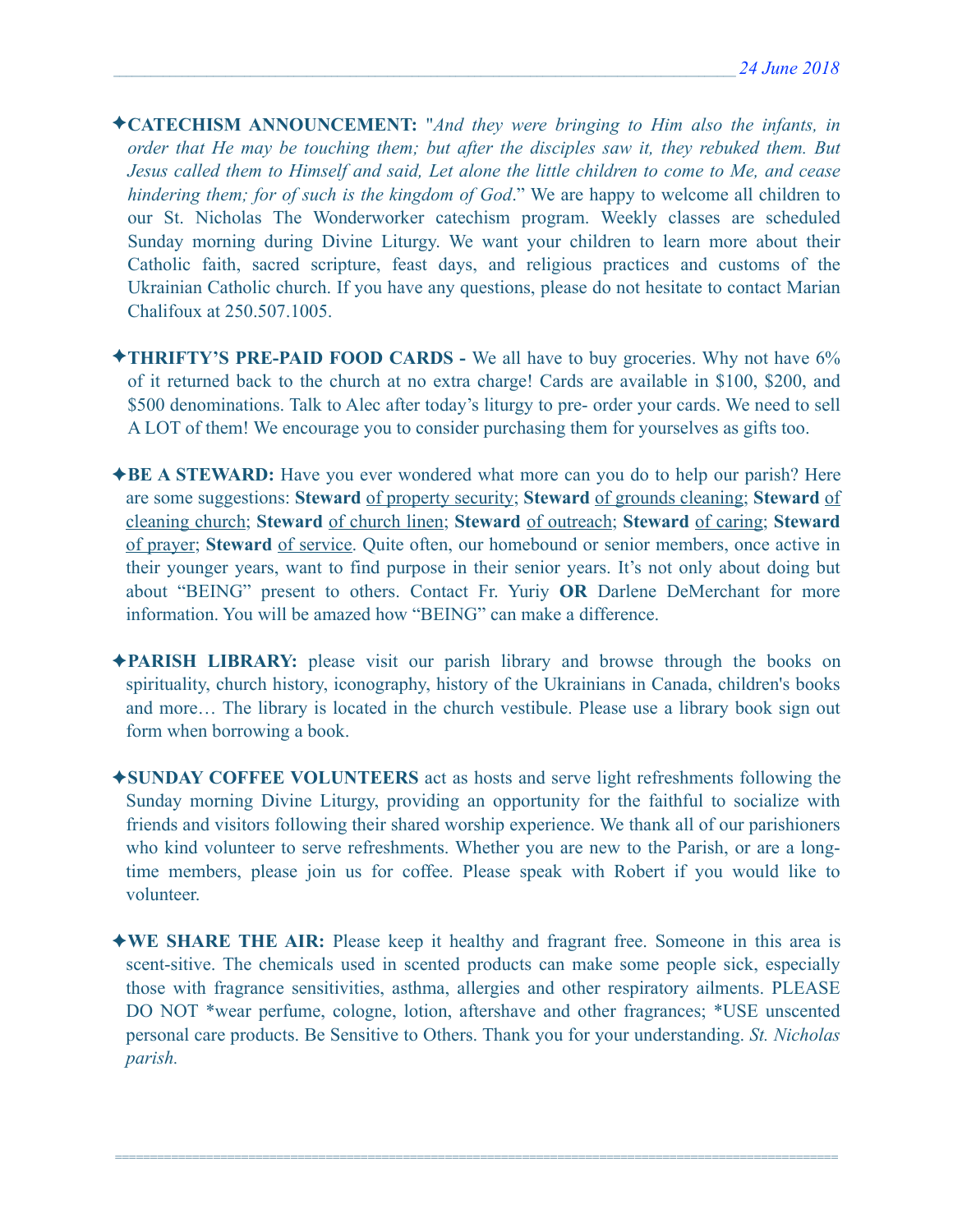✦**CATECHISM ANNOUNCEMENT:** "*And they were bringing to Him also the infants, in order that He may be touching them; but after the disciples saw it, they rebuked them. But Jesus called them to Himself and said, Let alone the little children to come to Me, and cease hindering them; for of such is the kingdom of God*." We are happy to welcome all children to our St. Nicholas The Wonderworker catechism program. Weekly classes are scheduled Sunday morning during Divine Liturgy. We want your children to learn more about their Catholic faith, sacred scripture, feast days, and religious practices and customs of the Ukrainian Catholic church. If you have any questions, please do not hesitate to contact Marian Chalifoux at 250.507.1005.

✦**THRIFTY'S PRE-PAID FOOD CARDS -** We all have to buy groceries. Why not have 6% of it returned back to the church at no extra charge! Cards are available in $100, $200, and $500 denominations. Talk to Alec after today's liturgy to pre- order your cards. We need to sell A LOT of them! We encourage you to consider purchasing them for yourselves as gifts too.

✦**BE A STEWARD:** Have you ever wondered what more can you do to help our parish? Here are some suggestions: **Steward** of property security; **Steward** of grounds cleaning; **Steward** of cleaning church; **Steward** of church linen; **Steward** of outreach; **Steward** of caring; **Steward** of prayer; **Steward** of service. Quite often, our homebound or senior members, once active in their younger years, want to find purpose in their senior years. It's not only about doing but about "BEING" present to others. Contact Fr. Yuriy **OR** Darlene DeMerchant for more information. You will be amazed how "BEING" can make a difference.

✦**PARISH LIBRARY:** please visit our parish library and browse through the books on spirituality, church history, iconography, history of the Ukrainians in Canada, children's books and more… The library is located in the church vestibule. Please use a library book sign out form when borrowing a book.

✦**SUNDAY COFFEE VOLUNTEERS** act as hosts and serve light refreshments following the Sunday morning Divine Liturgy, providing an opportunity for the faithful to socialize with friends and visitors following their shared worship experience. We thank all of our parishioners who kind volunteer to serve refreshments. Whether you are new to the Parish, or are a long-time members, please join us for coffee. Please speak with Robert if you would like to volunteer.

✦**WE SHARE THE AIR:** Please keep it healthy and fragrant free. Someone in this area is scent-sitive. The chemicals used in scented products can make some people sick, especially those with fragrance sensitivities, asthma, allergies and other respiratory ailments. PLEASE DO NOT *wear perfume, cologne, lotion, aftershave and other fragrances; *USE unscented personal care products. Be Sensitive to Others. Thank you for your understanding. *St. Nicholas parish.*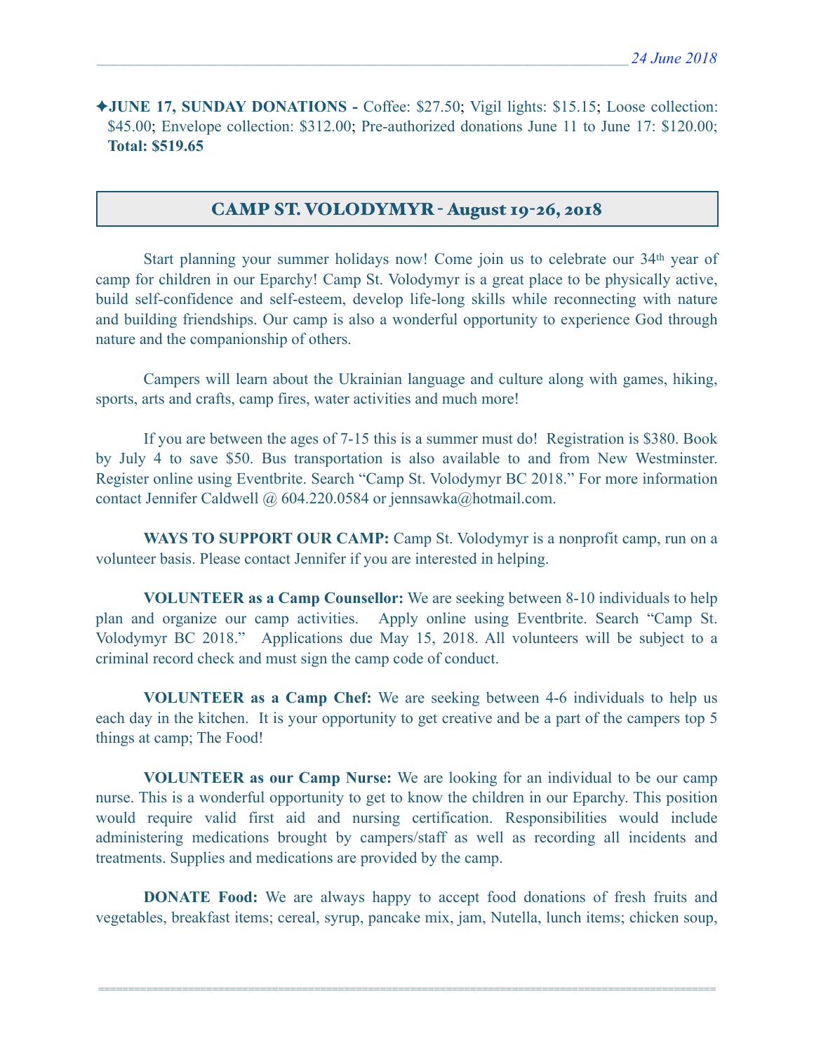✦**JUNE 17, SUNDAY DONATIONS -** Coffee: $27.50; Vigil lights: $15.15; Loose collection: $45.00; Envelope collection: $312.00; Pre-authorized donations June 11 to June 17: $120.00; **Total: $519.65**

## CAMP ST. VOLODYMYR - August 19-26, 2018

Start planning your summer holidays now! Come join us to celebrate our 34th year of camp for children in our Eparchy! Camp St. Volodymyr is a great place to be physically active, build self-confidence and self-esteem, develop life-long skills while reconnecting with nature and building friendships. Our camp is also a wonderful opportunity to experience God through nature and the companionship of others.

Campers will learn about the Ukrainian language and culture along with games, hiking, sports, arts and crafts, camp fires, water activities and much more!

If you are between the ages of 7-15 this is a summer must do! Registration is $380. Book by July 4 to save $50. Bus transportation is also available to and from New Westminster. Register online using Eventbrite. Search "Camp St. Volodymyr BC 2018." For more information contact Jennifer Caldwell @ 604.220.0584 or jennsawka@hotmail.com.

**WAYS TO SUPPORT OUR CAMP:** Camp St. Volodymyr is a nonprofit camp, run on a volunteer basis. Please contact Jennifer if you are interested in helping.

**VOLUNTEER as a Camp Counsellor:** We are seeking between 8-10 individuals to help plan and organize our camp activities. Apply online using Eventbrite. Search "Camp St. Volodymyr BC 2018." Applications due May 15, 2018. All volunteers will be subject to a criminal record check and must sign the camp code of conduct.

**VOLUNTEER as a Camp Chef:** We are seeking between 4-6 individuals to help us each day in the kitchen. It is your opportunity to get creative and be a part of the campers top 5 things at camp; The Food!

**VOLUNTEER as our Camp Nurse:** We are looking for an individual to be our camp nurse. This is a wonderful opportunity to get to know the children in our Eparchy. This position would require valid first aid and nursing certification. Responsibilities would include administering medications brought by campers/staff as well as recording all incidents and treatments. Supplies and medications are provided by the camp.

**DONATE Food:** We are always happy to accept food donations of fresh fruits and vegetables, breakfast items; cereal, syrup, pancake mix, jam, Nutella, lunch items; chicken soup,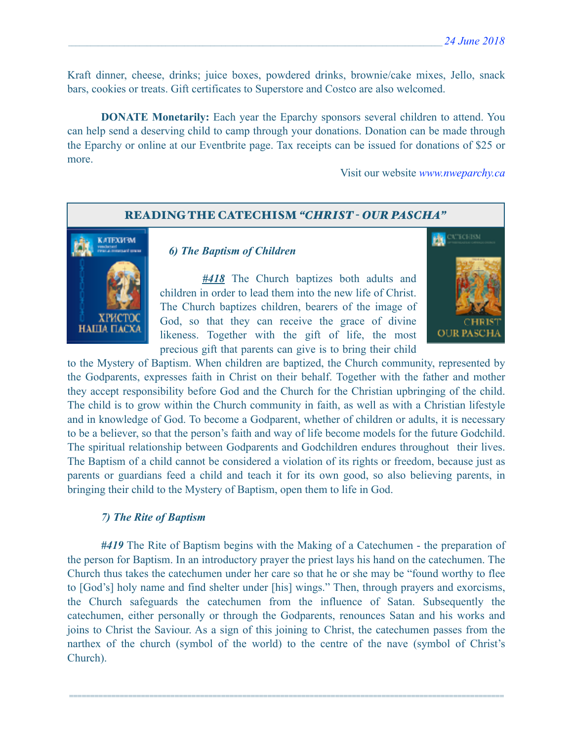Kraft dinner, cheese, drinks; juice boxes, powdered drinks, brownie/cake mixes, Jello, snack bars, cookies or treats. Gift certificates to Superstore and Costco are also welcomed.

**DONATE Monetarily:** Each year the Eparchy sponsors several children to attend. You can help send a deserving child to camp through your donations. Donation can be made through the Eparchy or online at our Eventbrite page. Tax receipts can be issued for donations of $25 or more.

Visit our website *www.nweparchy.ca*

## READING THE CATECHISM *"CHRIST - OUR PASCHA"*

### *6) The Baptism of Children*

***#418*** The Church baptizes both adults and children in order to lead them into the new life of Christ. The Church baptizes children, bearers of the image of God, so that they can receive the grace of divine likeness. Together with the gift of life, the most precious gift that parents can give is to bring their child to the Mystery of Baptism. When children are baptized, the Church community, represented by the Godparents, expresses faith in Christ on their behalf. Together with the father and mother they accept responsibility before God and the Church for the Christian upbringing of the child. The child is to grow within the Church community in faith, as well as with a Christian lifestyle and in knowledge of God. To become a Godparent, whether of children or adults, it is necessary to be a believer, so that the person's faith and way of life become models for the future Godchild. The spiritual relationship between Godparents and Godchildren endures throughout their lives. The Baptism of a child cannot be considered a violation of its rights or freedom, because just as parents or guardians feed a child and teach it for its own good, so also believing parents, in bringing their child to the Mystery of Baptism, open them to life in God.

### *7) The Rite of Baptism*

***#419*** The Rite of Baptism begins with the Making of a Catechumen - the preparation of the person for Baptism. In an introductory prayer the priest lays his hand on the catechumen. The Church thus takes the catechumen under her care so that he or she may be "found worthy to flee to [God's] holy name and find shelter under [his] wings." Then, through prayers and exorcisms, the Church safeguards the catechumen from the influence of Satan. Subsequently the catechumen, either personally or through the Godparents, renounces Satan and his works and joins to Christ the Saviour. As a sign of this joining to Christ, the catechumen passes from the narthex of the church (symbol of the world) to the centre of the nave (symbol of Christ's Church).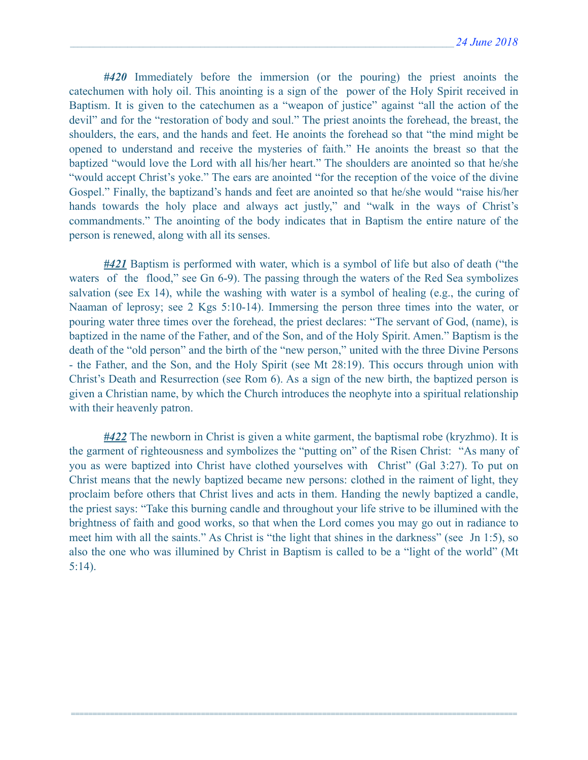***#420*** Immediately before the immersion (or the pouring) the priest anoints the catechumen with holy oil. This anointing is a sign of the power of the Holy Spirit received in Baptism. It is given to the catechumen as a "weapon of justice" against "all the action of the devil" and for the "restoration of body and soul." The priest anoints the forehead, the breast, the shoulders, the ears, and the hands and feet. He anoints the forehead so that "the mind might be opened to understand and receive the mysteries of faith." He anoints the breast so that the baptized "would love the Lord with all his/her heart." The shoulders are anointed so that he/she "would accept Christ's yoke." The ears are anointed "for the reception of the voice of the divine Gospel." Finally, the baptizand's hands and feet are anointed so that he/she would "raise his/her hands towards the holy place and always act justly," and "walk in the ways of Christ's commandments." The anointing of the body indicates that in Baptism the entire nature of the person is renewed, along with all its senses.

***#421*** Baptism is performed with water, which is a symbol of life but also of death ("the waters of the flood," see Gn 6-9). The passing through the waters of the Red Sea symbolizes salvation (see Ex 14), while the washing with water is a symbol of healing (e.g., the curing of Naaman of leprosy; see 2 Kgs 5:10-14). Immersing the person three times into the water, or pouring water three times over the forehead, the priest declares: "The servant of God, (name), is baptized in the name of the Father, and of the Son, and of the Holy Spirit. Amen." Baptism is the death of the "old person" and the birth of the "new person," united with the three Divine Persons - the Father, and the Son, and the Holy Spirit (see Mt 28:19). This occurs through union with Christ's Death and Resurrection (see Rom 6). As a sign of the new birth, the baptized person is given a Christian name, by which the Church introduces the neophyte into a spiritual relationship with their heavenly patron.

***#422*** The newborn in Christ is given a white garment, the baptismal robe (kryzhmo). It is the garment of righteousness and symbolizes the "putting on" of the Risen Christ: "As many of you as were baptized into Christ have clothed yourselves with Christ" (Gal 3:27). To put on Christ means that the newly baptized became new persons: clothed in the raiment of light, they proclaim before others that Christ lives and acts in them. Handing the newly baptized a candle, the priest says: "Take this burning candle and throughout your life strive to be illumined with the brightness of faith and good works, so that when the Lord comes you may go out in radiance to meet him with all the saints." As Christ is "the light that shines in the darkness" (see Jn 1:5), so also the one who was illumined by Christ in Baptism is called to be a "light of the world" (Mt 5:14).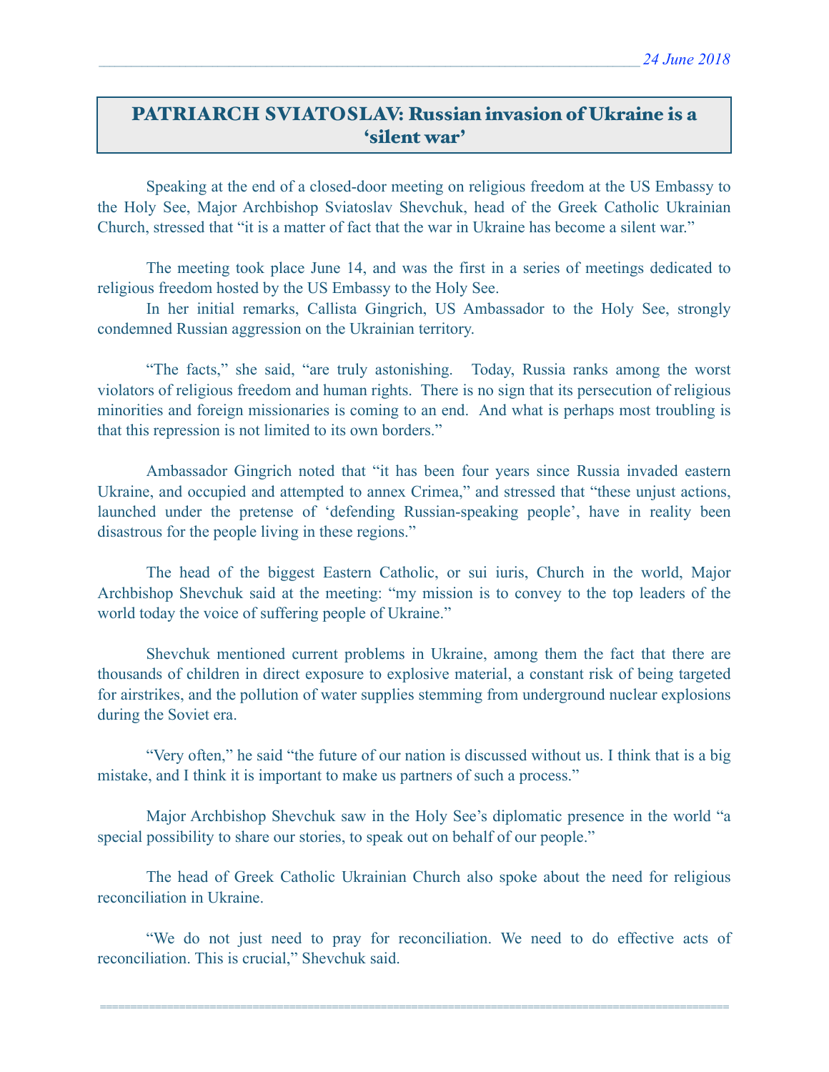*24 June 2018*

## PATRIARCH SVIATOSLAV: Russian invasion of Ukraine is a 'silent war'

Speaking at the end of a closed-door meeting on religious freedom at the US Embassy to the Holy See, Major Archbishop Sviatoslav Shevchuk, head of the Greek Catholic Ukrainian Church, stressed that "it is a matter of fact that the war in Ukraine has become a silent war."

The meeting took place June 14, and was the first in a series of meetings dedicated to religious freedom hosted by the US Embassy to the Holy See.

In her initial remarks, Callista Gingrich, US Ambassador to the Holy See, strongly condemned Russian aggression on the Ukrainian territory.

"The facts," she said, "are truly astonishing. Today, Russia ranks among the worst violators of religious freedom and human rights. There is no sign that its persecution of religious minorities and foreign missionaries is coming to an end. And what is perhaps most troubling is that this repression is not limited to its own borders."

Ambassador Gingrich noted that "it has been four years since Russia invaded eastern Ukraine, and occupied and attempted to annex Crimea," and stressed that "these unjust actions, launched under the pretense of 'defending Russian-speaking people', have in reality been disastrous for the people living in these regions."

The head of the biggest Eastern Catholic, or sui iuris, Church in the world, Major Archbishop Shevchuk said at the meeting: "my mission is to convey to the top leaders of the world today the voice of suffering people of Ukraine."

Shevchuk mentioned current problems in Ukraine, among them the fact that there are thousands of children in direct exposure to explosive material, a constant risk of being targeted for airstrikes, and the pollution of water supplies stemming from underground nuclear explosions during the Soviet era.

"Very often," he said "the future of our nation is discussed without us. I think that is a big mistake, and I think it is important to make us partners of such a process."

Major Archbishop Shevchuk saw in the Holy See's diplomatic presence in the world "a special possibility to share our stories, to speak out on behalf of our people."

The head of Greek Catholic Ukrainian Church also spoke about the need for religious reconciliation in Ukraine.

"We do not just need to pray for reconciliation. We need to do effective acts of reconciliation. This is crucial," Shevchuk said.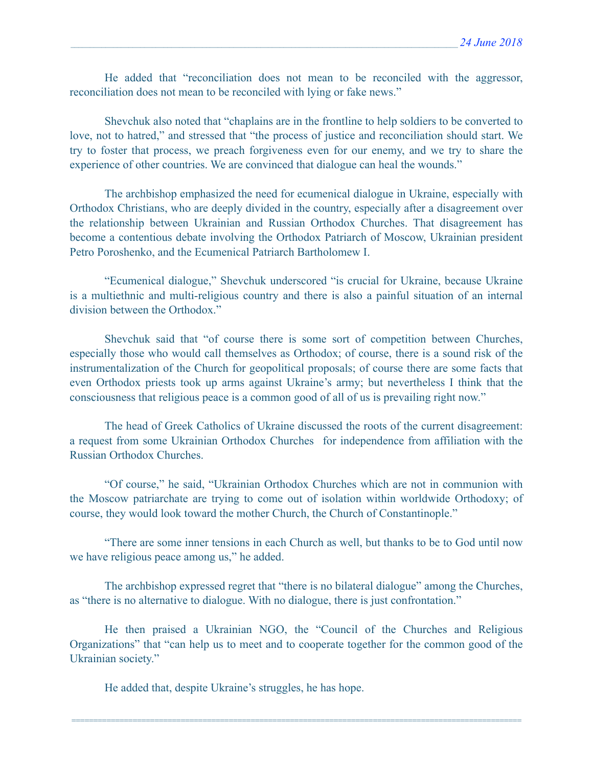He added that "reconciliation does not mean to be reconciled with the aggressor, reconciliation does not mean to be reconciled with lying or fake news."

Shevchuk also noted that "chaplains are in the frontline to help soldiers to be converted to love, not to hatred," and stressed that "the process of justice and reconciliation should start. We try to foster that process, we preach forgiveness even for our enemy, and we try to share the experience of other countries. We are convinced that dialogue can heal the wounds."

The archbishop emphasized the need for ecumenical dialogue in Ukraine, especially with Orthodox Christians, who are deeply divided in the country, especially after a disagreement over the relationship between Ukrainian and Russian Orthodox Churches. That disagreement has become a contentious debate involving the Orthodox Patriarch of Moscow, Ukrainian president Petro Poroshenko, and the Ecumenical Patriarch Bartholomew I.

"Ecumenical dialogue," Shevchuk underscored "is crucial for Ukraine, because Ukraine is a multiethnic and multi-religious country and there is also a painful situation of an internal division between the Orthodox."

Shevchuk said that "of course there is some sort of competition between Churches, especially those who would call themselves as Orthodox; of course, there is a sound risk of the instrumentalization of the Church for geopolitical proposals; of course there are some facts that even Orthodox priests took up arms against Ukraine's army; but nevertheless I think that the consciousness that religious peace is a common good of all of us is prevailing right now."

The head of Greek Catholics of Ukraine discussed the roots of the current disagreement: a request from some Ukrainian Orthodox Churches for independence from affiliation with the Russian Orthodox Churches.

"Of course," he said, "Ukrainian Orthodox Churches which are not in communion with the Moscow patriarchate are trying to come out of isolation within worldwide Orthodoxy; of course, they would look toward the mother Church, the Church of Constantinople."

"There are some inner tensions in each Church as well, but thanks to be to God until now we have religious peace among us," he added.

The archbishop expressed regret that "there is no bilateral dialogue" among the Churches, as "there is no alternative to dialogue. With no dialogue, there is just confrontation."

He then praised a Ukrainian NGO, the "Council of the Churches and Religious Organizations" that "can help us to meet and to cooperate together for the common good of the Ukrainian society."

He added that, despite Ukraine's struggles, he has hope.

---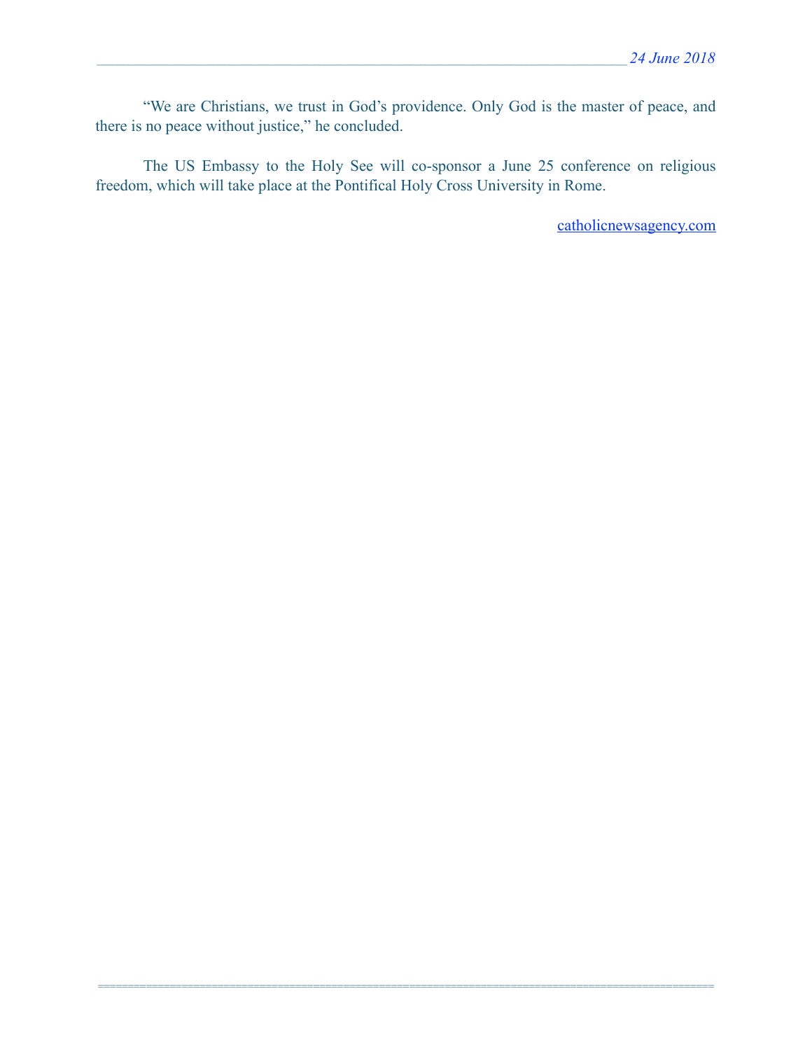"We are Christians, we trust in God's providence. Only God is the master of peace, and there is no peace without justice," he concluded.

The US Embassy to the Holy See will co-sponsor a June 25 conference on religious freedom, which will take place at the Pontifical Holy Cross University in Rome.

catholicnewsagency.com